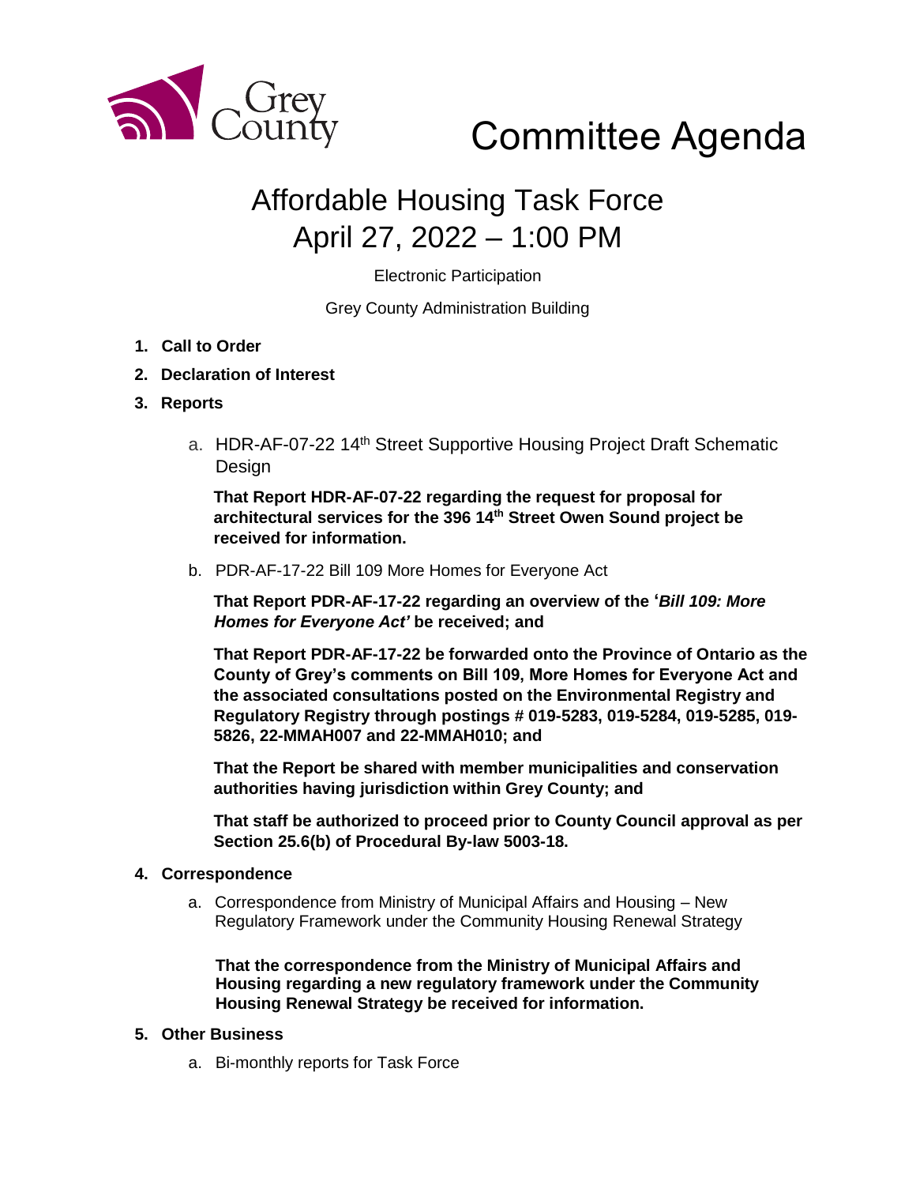Grey County

# Committee Agenda

## Affordable Housing Task Force
## April 27, 2022 – 1:00 PM

Electronic Participation

Grey County Administration Building

1. **Call to Order**
2. **Declaration of Interest**
3. **Reports**

   a. HDR-AF-07-22 14th Street Supportive Housing Project Draft Schematic Design

   **That Report HDR-AF-07-22 regarding the request for proposal for architectural services for the 396 14th Street Owen Sound project be received for information.**

   b. PDR-AF-17-22 Bill 109 More Homes for Everyone Act

   **That Report PDR-AF-17-22 regarding an overview of the '*Bill 109: More Homes for Everyone Act'* be received; and**

   **That Report PDR-AF-17-22 be forwarded onto the Province of Ontario as the County of Grey's comments on Bill 109, More Homes for Everyone Act and the associated consultations posted on the Environmental Registry and Regulatory Registry through postings # 019-5283, 019-5284, 019-5285, 019-5826, 22-MMAH007 and 22-MMAH010; and**

   **That the Report be shared with member municipalities and conservation authorities having jurisdiction within Grey County; and**

   **That staff be authorized to proceed prior to County Council approval as per Section 25.6(b) of Procedural By-law 5003-18.**

4. **Correspondence**

   a. Correspondence from Ministry of Municipal Affairs and Housing – New Regulatory Framework under the Community Housing Renewal Strategy

   **That the correspondence from the Ministry of Municipal Affairs and Housing regarding a new regulatory framework under the Community Housing Renewal Strategy be received for information.**

5. **Other Business**

   a. Bi-monthly reports for Task Force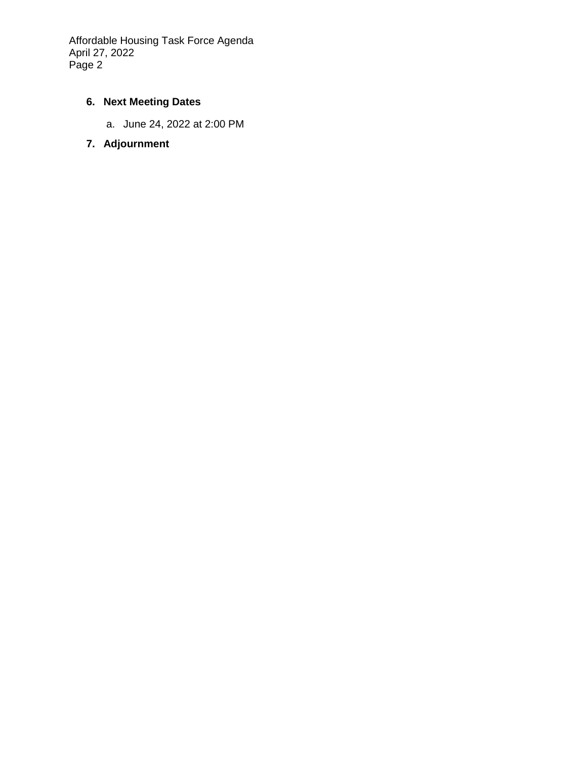**6. Next Meeting Dates**

a. June 24, 2022 at 2:00 PM

**7. Adjournment**